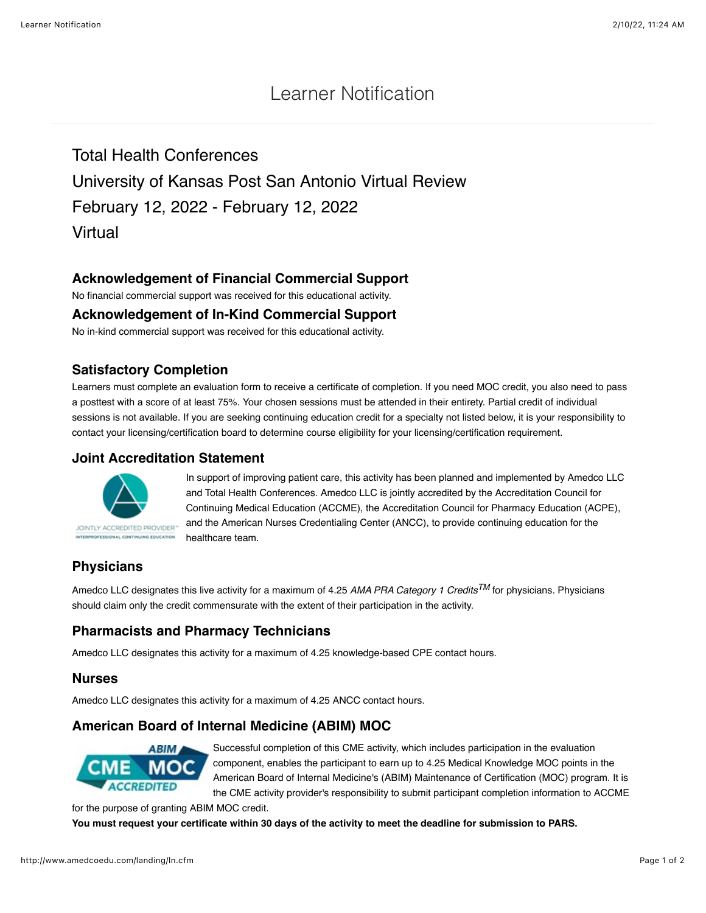# Learner Notification

## Total Health Conferences
## University of Kansas Post San Antonio Virtual Review
## February 12, 2022 - February 12, 2022
## Virtual

### Acknowledgement of Financial Commercial Support

No financial commercial support was received for this educational activity.

### Acknowledgement of In-Kind Commercial Support

No in-kind commercial support was received for this educational activity.

### Satisfactory Completion

Learners must complete an evaluation form to receive a certificate of completion. If you need MOC credit, you also need to pass a posttest with a score of at least 75%. Your chosen sessions must be attended in their entirety. Partial credit of individual sessions is not available. If you are seeking continuing education credit for a specialty not listed below, it is your responsibility to contact your licensing/certification board to determine course eligibility for your licensing/certification requirement.

### Joint Accreditation Statement

In support of improving patient care, this activity has been planned and implemented by Amedco LLC and Total Health Conferences. Amedco LLC is jointly accredited by the Accreditation Council for Continuing Medical Education (ACCME), the Accreditation Council for Pharmacy Education (ACPE), and the American Nurses Credentialing Center (ANCC), to provide continuing education for the healthcare team.

### Physicians

Amedco LLC designates this live activity for a maximum of 4.25 *AMA PRA Category 1 Credits™* for physicians. Physicians should claim only the credit commensurate with the extent of their participation in the activity.

### Pharmacists and Pharmacy Technicians

Amedco LLC designates this activity for a maximum of 4.25 knowledge-based CPE contact hours.

### Nurses

Amedco LLC designates this activity for a maximum of 4.25 ANCC contact hours.

### American Board of Internal Medicine (ABIM) MOC

Successful completion of this CME activity, which includes participation in the evaluation component, enables the participant to earn up to 4.25 Medical Knowledge MOC points in the American Board of Internal Medicine's (ABIM) Maintenance of Certification (MOC) program. It is the CME activity provider's responsibility to submit participant completion information to ACCME for the purpose of granting ABIM MOC credit.

**You must request your certificate within 30 days of the activity to meet the deadline for submission to PARS.**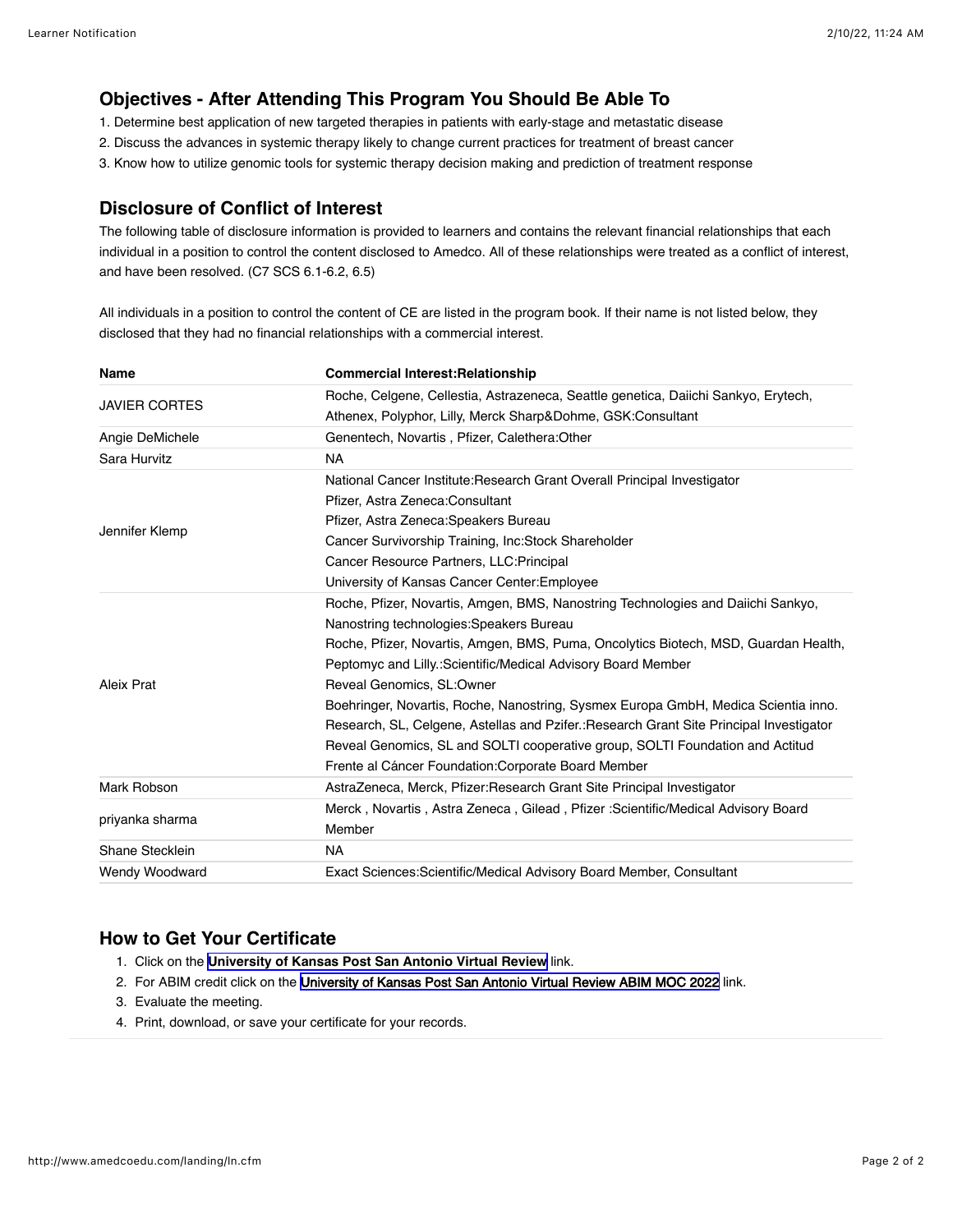## Objectives - After Attending This Program You Should Be Able To

1. Determine best application of new targeted therapies in patients with early-stage and metastatic disease
2. Discuss the advances in systemic therapy likely to change current practices for treatment of breast cancer
3. Know how to utilize genomic tools for systemic therapy decision making and prediction of treatment response

## Disclosure of Conflict of Interest

The following table of disclosure information is provided to learners and contains the relevant financial relationships that each individual in a position to control the content disclosed to Amedco. All of these relationships were treated as a conflict of interest, and have been resolved. (C7 SCS 6.1-6.2, 6.5)

All individuals in a position to control the content of CE are listed in the program book. If their name is not listed below, they disclosed that they had no financial relationships with a commercial interest.

| Name | Commercial Interest:Relationship |
|---|---|
| JAVIER CORTES | Roche, Celgene, Cellestia, Astrazeneca, Seattle genetica, Daiichi Sankyo, Erytech, Athenex, Polyphor, Lilly, Merck Sharp&Dohme, GSK:Consultant |
| Angie DeMichele | Genentech, Novartis , Pfizer, Calethera:Other |
| Sara Hurvitz | NA |
| Jennifer Klemp | National Cancer Institute:Research Grant Overall Principal Investigator<br>Pfizer, Astra Zeneca:Consultant<br>Pfizer, Astra Zeneca:Speakers Bureau<br>Cancer Survivorship Training, Inc:Stock Shareholder<br>Cancer Resource Partners, LLC:Principal<br>University of Kansas Cancer Center:Employee |
| Aleix Prat | Roche, Pfizer, Novartis, Amgen, BMS, Nanostring Technologies and Daiichi Sankyo, Nanostring technologies:Speakers Bureau<br>Roche, Pfizer, Novartis, Amgen, BMS, Puma, Oncolytics Biotech, MSD, Guardan Health, Peptomyc and Lilly.:Scientific/Medical Advisory Board Member<br>Reveal Genomics, SL:Owner<br>Boehringer, Novartis, Roche, Nanostring, Sysmex Europa GmbH, Medica Scientia inno. Research, SL, Celgene, Astellas and Pzifer.:Research Grant Site Principal Investigator<br>Reveal Genomics, SL and SOLTI cooperative group, SOLTI Foundation and Actitud Frente al Cáncer Foundation:Corporate Board Member |
| Mark Robson | AstraZeneca, Merck, Pfizer:Research Grant Site Principal Investigator |
| priyanka sharma | Merck , Novartis , Astra Zeneca , Gilead , Pfizer :Scientific/Medical Advisory Board Member |
| Shane Stecklein | NA |
| Wendy Woodward | Exact Sciences:Scientific/Medical Advisory Board Member, Consultant |

## How to Get Your Certificate

1. Click on the **University of Kansas Post San Antonio Virtual Review** link.
2. For ABIM credit click on the University of Kansas Post San Antonio Virtual Review ABIM MOC 2022 link.
3. Evaluate the meeting.
4. Print, download, or save your certificate for your records.